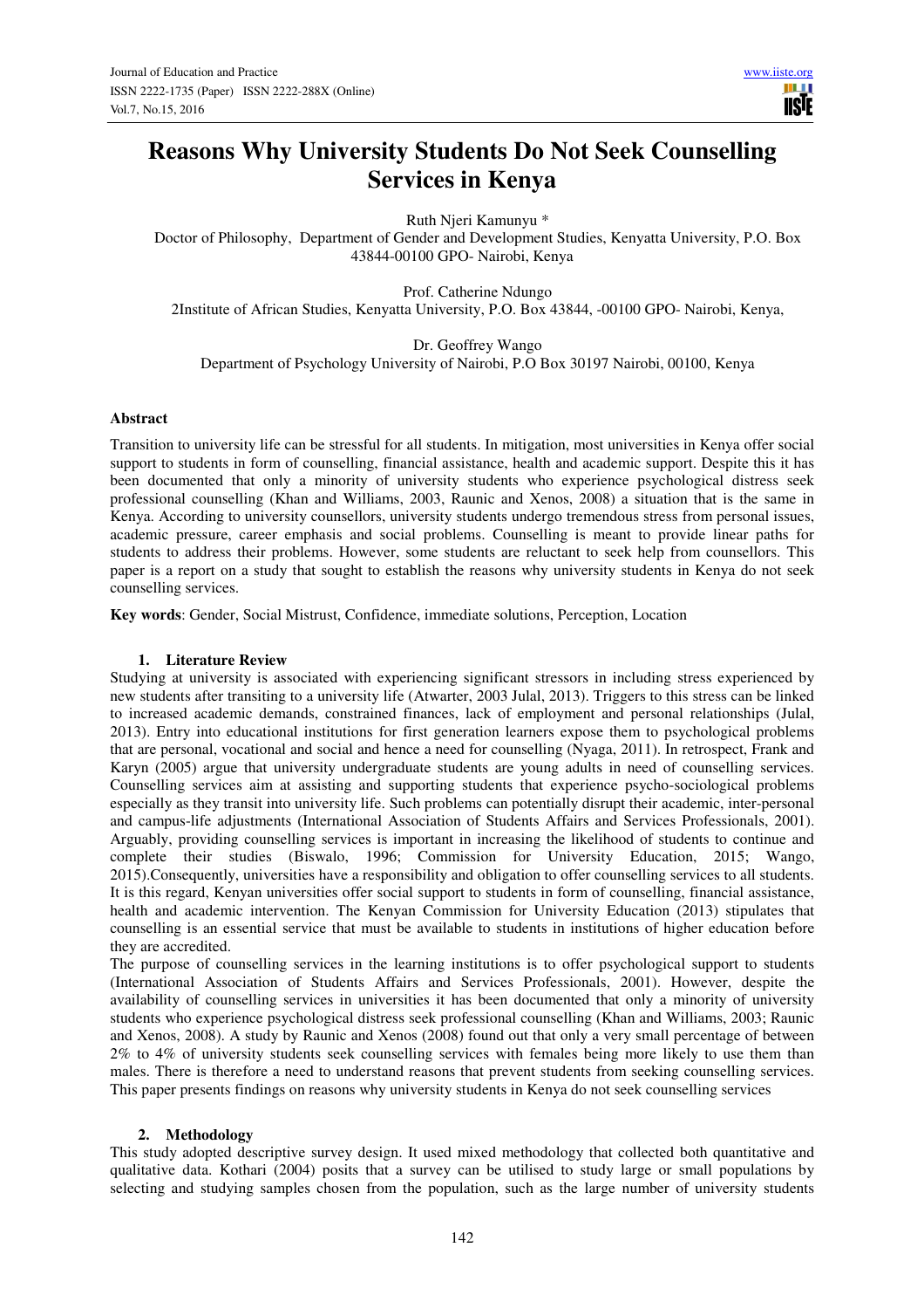# Reasons Why University Students Do Not Seek Counselling Services in Kenya

Ruth Njeri Kamunyu *

Doctor of Philosophy, Department of Gender and Development Studies, Kenyatta University, P.O. Box 43844-00100 GPO- Nairobi, Kenya

Prof. Catherine Ndungo

2Institute of African Studies, Kenyatta University, P.O. Box 43844, -00100 GPO- Nairobi, Kenya,

Dr. Geoffrey Wango

Department of Psychology University of Nairobi, P.O Box 30197 Nairobi, 00100, Kenya

## Abstract

Transition to university life can be stressful for all students. In mitigation, most universities in Kenya offer social support to students in form of counselling, financial assistance, health and academic support. Despite this it has been documented that only a minority of university students who experience psychological distress seek professional counselling (Khan and Williams, 2003, Raunic and Xenos, 2008) a situation that is the same in Kenya. According to university counsellors, university students undergo tremendous stress from personal issues, academic pressure, career emphasis and social problems. Counselling is meant to provide linear paths for students to address their problems. However, some students are reluctant to seek help from counsellors. This paper is a report on a study that sought to establish the reasons why university students in Kenya do not seek counselling services.

**Key words**: Gender, Social Mistrust, Confidence, immediate solutions, Perception, Location

## 1. Literature Review

Studying at university is associated with experiencing significant stressors in including stress experienced by new students after transiting to a university life (Atwarter, 2003 Julal, 2013). Triggers to this stress can be linked to increased academic demands, constrained finances, lack of employment and personal relationships (Julal, 2013). Entry into educational institutions for first generation learners expose them to psychological problems that are personal, vocational and social and hence a need for counselling (Nyaga, 2011). In retrospect, Frank and Karyn (2005) argue that university undergraduate students are young adults in need of counselling services. Counselling services aim at assisting and supporting students that experience psycho-sociological problems especially as they transit into university life. Such problems can potentially disrupt their academic, inter-personal and campus-life adjustments (International Association of Students Affairs and Services Professionals, 2001). Arguably, providing counselling services is important in increasing the likelihood of students to continue and complete their studies (Biswalo, 1996; Commission for University Education, 2015; Wango, 2015).Consequently, universities have a responsibility and obligation to offer counselling services to all students. It is this regard, Kenyan universities offer social support to students in form of counselling, financial assistance, health and academic intervention. The Kenyan Commission for University Education (2013) stipulates that counselling is an essential service that must be available to students in institutions of higher education before they are accredited.

The purpose of counselling services in the learning institutions is to offer psychological support to students (International Association of Students Affairs and Services Professionals, 2001). However, despite the availability of counselling services in universities it has been documented that only a minority of university students who experience psychological distress seek professional counselling (Khan and Williams, 2003; Raunic and Xenos, 2008). A study by Raunic and Xenos (2008) found out that only a very small percentage of between 2% to 4% of university students seek counselling services with females being more likely to use them than males. There is therefore a need to understand reasons that prevent students from seeking counselling services. This paper presents findings on reasons why university students in Kenya do not seek counselling services

## 2. Methodology

This study adopted descriptive survey design. It used mixed methodology that collected both quantitative and qualitative data. Kothari (2004) posits that a survey can be utilised to study large or small populations by selecting and studying samples chosen from the population, such as the large number of university students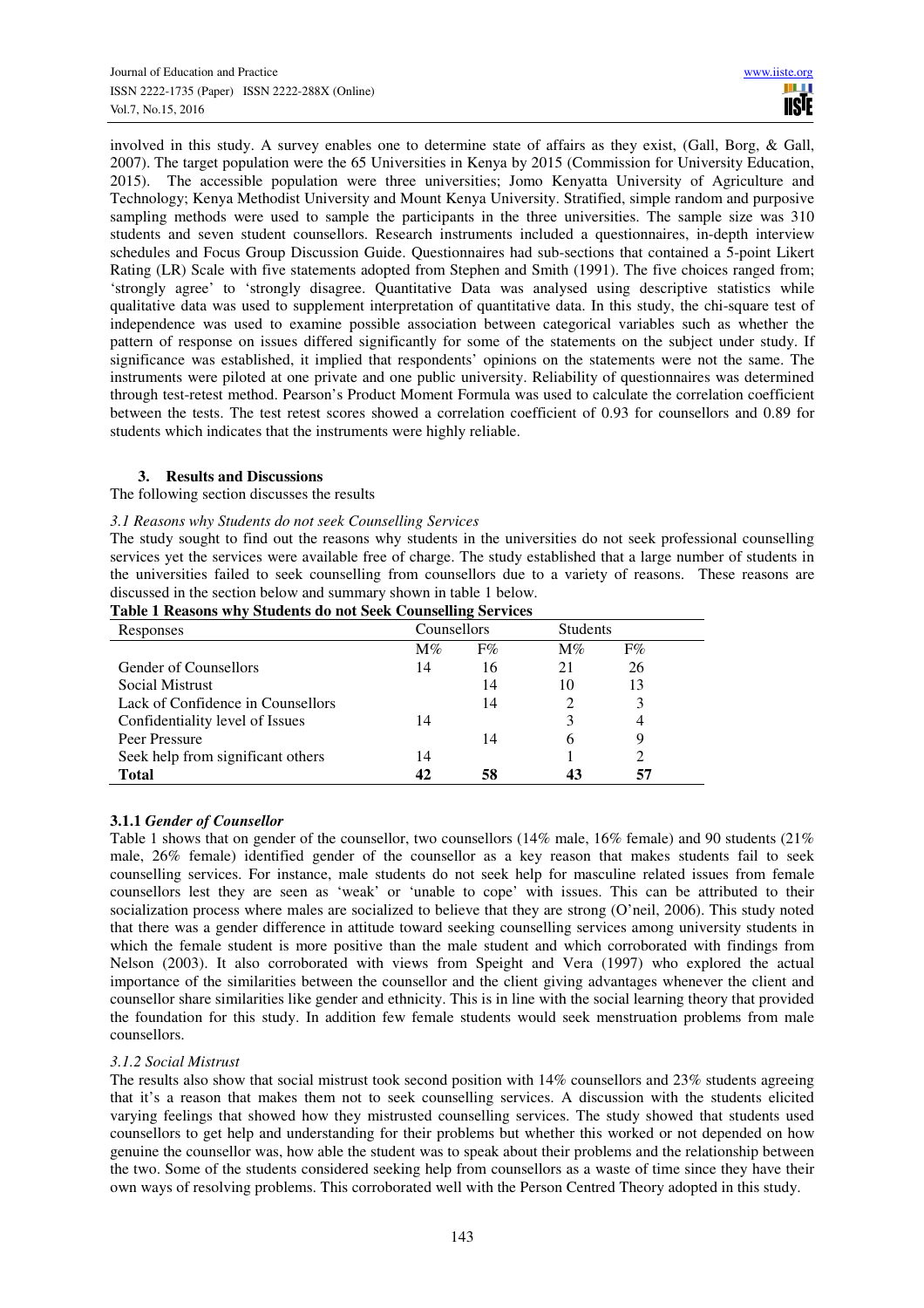involved in this study. A survey enables one to determine state of affairs as they exist, (Gall, Borg, & Gall, 2007). The target population were the 65 Universities in Kenya by 2015 (Commission for University Education, 2015). The accessible population were three universities; Jomo Kenyatta University of Agriculture and Technology; Kenya Methodist University and Mount Kenya University. Stratified, simple random and purposive sampling methods were used to sample the participants in the three universities. The sample size was 310 students and seven student counsellors. Research instruments included a questionnaires, in-depth interview schedules and Focus Group Discussion Guide. Questionnaires had sub-sections that contained a 5-point Likert Rating (LR) Scale with five statements adopted from Stephen and Smith (1991). The five choices ranged from; 'strongly agree' to 'strongly disagree. Quantitative Data was analysed using descriptive statistics while qualitative data was used to supplement interpretation of quantitative data. In this study, the chi-square test of independence was used to examine possible association between categorical variables such as whether the pattern of response on issues differed significantly for some of the statements on the subject under study. If significance was established, it implied that respondents' opinions on the statements were not the same. The instruments were piloted at one private and one public university. Reliability of questionnaires was determined through test-retest method. Pearson's Product Moment Formula was used to calculate the correlation coefficient between the tests. The test retest scores showed a correlation coefficient of 0.93 for counsellors and 0.89 for students which indicates that the instruments were highly reliable.

## 3. Results and Discussions

The following section discusses the results

### *3.1 Reasons why Students do not seek Counselling Services*

The study sought to find out the reasons why students in the universities do not seek professional counselling services yet the services were available free of charge. The study established that a large number of students in the universities failed to seek counselling from counsellors due to a variety of reasons. These reasons are discussed in the section below and summary shown in table 1 below.

**Table 1 Reasons why Students do not Seek Counselling Services**

| Responses | Counsellors | | Students | |
|---|---|---|---|---|
| | M% | F% | M% | F% |
| Gender of Counsellors | 14 | 16 | 21 | 26 |
| Social Mistrust | | 14 | 10 | 13 |
| Lack of Confidence in Counsellors | | 14 | 2 | 3 |
| Confidentiality level of Issues | 14 | | 3 | 4 |
| Peer Pressure | | 14 | 6 | 9 |
| Seek help from significant others | 14 | | 1 | 2 |
| **Total** | **42** | **58** | **43** | **57** |

#### **3.1.1** ***Gender of Counsellor***

Table 1 shows that on gender of the counsellor, two counsellors (14% male, 16% female) and 90 students (21% male, 26% female) identified gender of the counsellor as a key reason that makes students fail to seek counselling services. For instance, male students do not seek help for masculine related issues from female counsellors lest they are seen as 'weak' or 'unable to cope' with issues. This can be attributed to their socialization process where males are socialized to believe that they are strong (O'neil, 2006). This study noted that there was a gender difference in attitude toward seeking counselling services among university students in which the female student is more positive than the male student and which corroborated with findings from Nelson (2003). It also corroborated with views from Speight and Vera (1997) who explored the actual importance of the similarities between the counsellor and the client giving advantages whenever the client and counsellor share similarities like gender and ethnicity. This is in line with the social learning theory that provided the foundation for this study. In addition few female students would seek menstruation problems from male counsellors.

#### *3.1.2 Social Mistrust*

The results also show that social mistrust took second position with 14% counsellors and 23% students agreeing that it's a reason that makes them not to seek counselling services. A discussion with the students elicited varying feelings that showed how they mistrusted counselling services. The study showed that students used counsellors to get help and understanding for their problems but whether this worked or not depended on how genuine the counsellor was, how able the student was to speak about their problems and the relationship between the two. Some of the students considered seeking help from counsellors as a waste of time since they have their own ways of resolving problems. This corroborated well with the Person Centred Theory adopted in this study.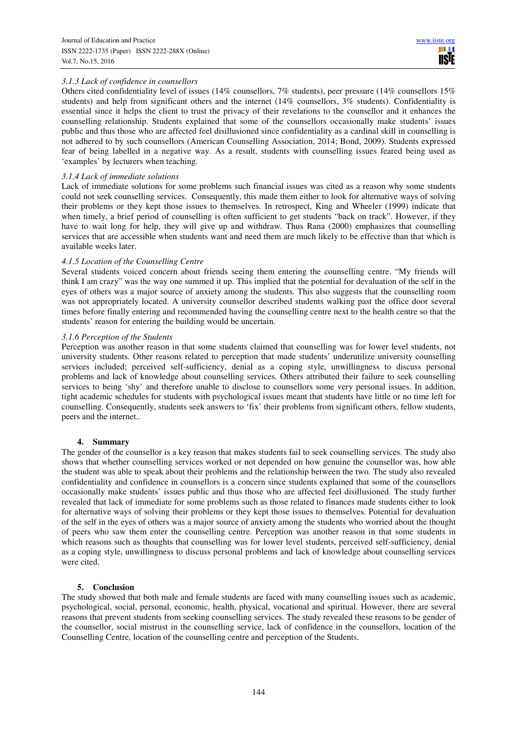### *3.1.3 Lack of confidence in counsellors*

Others cited confidentiality level of issues (14% counsellors, 7% students), peer pressure (14% counsellors 15% students) and help from significant others and the internet (14% counsellors, 3% students). Confidentiality is essential since it helps the client to trust the privacy of their revelations to the counsellor and it enhances the counselling relationship. Students explained that some of the counsellors occasionally make students' issues public and thus those who are affected feel disillusioned since confidentiality as a cardinal skill in counselling is not adhered to by such counsellors (American Counselling Association, 2014; Bond, 2009). Students expressed fear of being labelled in a negative way. As a result, students with counselling issues feared being used as 'examples' by lecturers when teaching.

### *3.1.4 Lack of immediate solutions*

Lack of immediate solutions for some problems such financial issues was cited as a reason why some students could not seek counselling services. Consequently, this made them either to look for alternative ways of solving their problems or they kept those issues to themselves. In retrospect, King and Wheeler (1999) indicate that when timely, a brief period of counselling is often sufficient to get students "back on track". However, if they have to wait long for help, they will give up and withdraw. Thus Rana (2000) emphasizes that counselling services that are accessible when students want and need them are much likely to be effective than that which is available weeks later.

### *4.1.5 Location of the Counselling Centre*

Several students voiced concern about friends seeing them entering the counselling centre. "My friends will think I am crazy" was the way one summed it up. This implied that the potential for devaluation of the self in the eyes of others was a major source of anxiety among the students. This also suggests that the counselling room was not appropriately located. A university counsellor described students walking past the office door several times before finally entering and recommended having the counselling centre next to the health centre so that the students' reason for entering the building would be uncertain.

### *3.1.6 Perception of the Students*

Perception was another reason in that some students claimed that counselling was for lower level students, not university students. Other reasons related to perception that made students' underutilize university counselling services included; perceived self-sufficiency, denial as a coping style, unwillingness to discuss personal problems and lack of knowledge about counselling services. Others attributed their failure to seek counselling services to being 'shy' and therefore unable to disclose to counsellors some very personal issues. In addition, tight academic schedules for students with psychological issues meant that students have little or no time left for counselling. Consequently, students seek answers to 'fix' their problems from significant others, fellow students, peers and the internet..

## 4. Summary

The gender of the counsellor is a key reason that makes students fail to seek counselling services. The study also shows that whether counselling services worked or not depended on how genuine the counsellor was, how able the student was able to speak about their problems and the relationship between the two. The study also revealed confidentiality and confidence in counsellors is a concern since students explained that some of the counsellors occasionally make students' issues public and thus those who are affected feel disillusioned. The study further revealed that lack of immediate for some problems such as those related to finances made students either to look for alternative ways of solving their problems or they kept those issues to themselves. Potential for devaluation of the self in the eyes of others was a major source of anxiety among the students who worried about the thought of peers who saw them enter the counselling centre. Perception was another reason in that some students in which reasons such as thoughts that counselling was for lower level students, perceived self-sufficiency, denial as a coping style, unwillingness to discuss personal problems and lack of knowledge about counselling services were cited.

## 5. Conclusion

The study showed that both male and female students are faced with many counselling issues such as academic, psychological, social, personal, economic, health, physical, vocational and spiritual. However, there are several reasons that prevent students from seeking counselling services. The study revealed these reasons to be gender of the counsellor, social mistrust in the counselling service, lack of confidence in the counsellors, location of the Counselling Centre, location of the counselling centre and perception of the Students.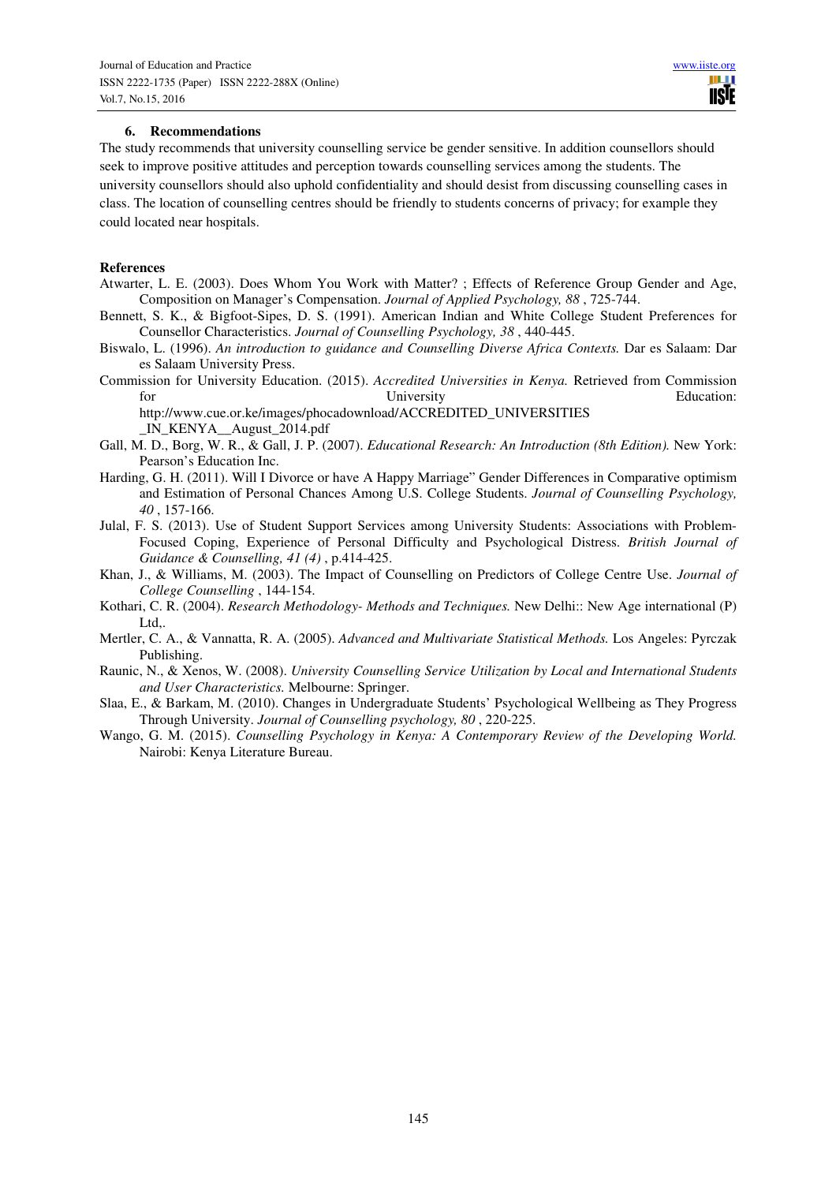## 6. Recommendations

The study recommends that university counselling service be gender sensitive. In addition counsellors should seek to improve positive attitudes and perception towards counselling services among the students. The university counsellors should also uphold confidentiality and should desist from discussing counselling cases in class. The location of counselling centres should be friendly to students concerns of privacy; for example they could located near hospitals.

## References

Atwarter, L. E. (2003). Does Whom You Work with Matter? ; Effects of Reference Group Gender and Age, Composition on Manager's Compensation. *Journal of Applied Psychology, 88* , 725-744.

Bennett, S. K., & Bigfoot-Sipes, D. S. (1991). American Indian and White College Student Preferences for Counsellor Characteristics. *Journal of Counselling Psychology, 38* , 440-445.

Biswalo, L. (1996). *An introduction to guidance and Counselling Diverse Africa Contexts.* Dar es Salaam: Dar es Salaam University Press.

Commission for University Education. (2015). *Accredited Universities in Kenya.* Retrieved from Commission for University Education: http://www.cue.or.ke/images/phocadownload/ACCREDITED_UNIVERSITIES _IN_KENYA__August_2014.pdf

Gall, M. D., Borg, W. R., & Gall, J. P. (2007). *Educational Research: An Introduction (8th Edition).* New York: Pearson's Education Inc.

Harding, G. H. (2011). Will I Divorce or have A Happy Marriage" Gender Differences in Comparative optimism and Estimation of Personal Chances Among U.S. College Students. *Journal of Counselling Psychology, 40* , 157-166.

Julal, F. S. (2013). Use of Student Support Services among University Students: Associations with Problem-Focused Coping, Experience of Personal Difficulty and Psychological Distress. *British Journal of Guidance & Counselling, 41 (4)* , p.414-425.

Khan, J., & Williams, M. (2003). The Impact of Counselling on Predictors of College Centre Use. *Journal of College Counselling* , 144-154.

Kothari, C. R. (2004). *Research Methodology- Methods and Techniques.* New Delhi:: New Age international (P) Ltd,.

Mertler, C. A., & Vannatta, R. A. (2005). *Advanced and Multivariate Statistical Methods.* Los Angeles: Pyrczak Publishing.

Raunic, N., & Xenos, W. (2008). *University Counselling Service Utilization by Local and International Students and User Characteristics.* Melbourne: Springer.

Slaa, E., & Barkam, M. (2010). Changes in Undergraduate Students' Psychological Wellbeing as They Progress Through University. *Journal of Counselling psychology, 80* , 220-225.

Wango, G. M. (2015). *Counselling Psychology in Kenya: A Contemporary Review of the Developing World.* Nairobi: Kenya Literature Bureau.